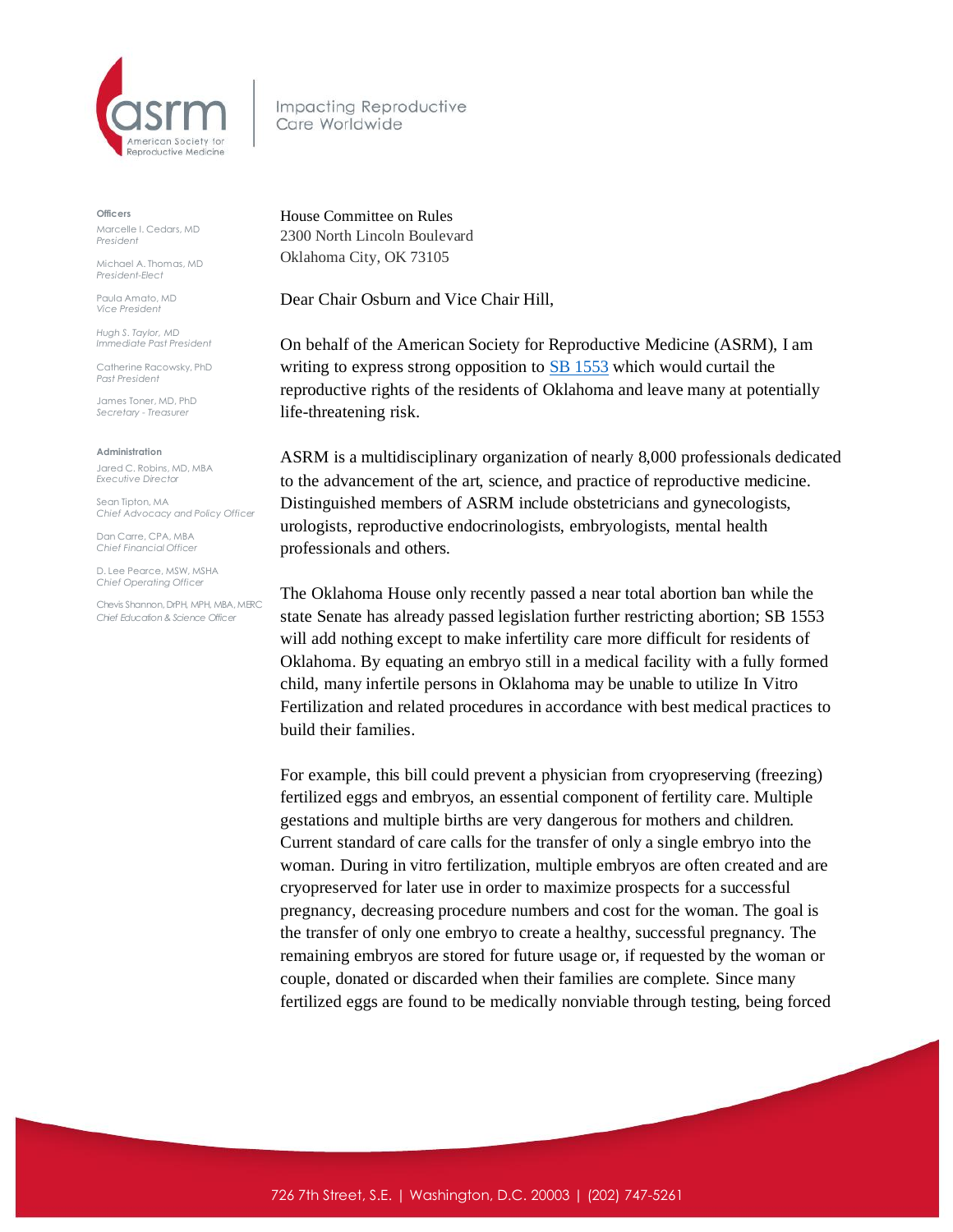asrm
American Society for Reproductive Medicine

Impacting Reproductive Care Worldwide

**Officers**

Marcelle I. Cedars, MD
*President*

Michael A. Thomas, MD
*President-Elect*

Paula Amato, MD
*Vice President*

Hugh S. Taylor, MD
*Immediate Past President*

Catherine Racowsky, PhD
*Past President*

James Toner, MD, PhD
*Secretary - Treasurer*

**Administration**

Jared C. Robins, MD, MBA
*Executive Director*

Sean Tipton, MA
*Chief Advocacy and Policy Officer*

Dan Carre, CPA, MBA
*Chief Financial Officer*

D. Lee Pearce, MSW, MSHA
*Chief Operating Officer*

Chevis Shannon, DrPH, MPH, MBA, MERC
*Chief Education & Science Officer*

House Committee on Rules
2300 North Lincoln Boulevard
Oklahoma City, OK 73105

Dear Chair Osburn and Vice Chair Hill,

On behalf of the American Society for Reproductive Medicine (ASRM), I am writing to express strong opposition to SB 1553 which would curtail the reproductive rights of the residents of Oklahoma and leave many at potentially life-threatening risk.

ASRM is a multidisciplinary organization of nearly 8,000 professionals dedicated to the advancement of the art, science, and practice of reproductive medicine. Distinguished members of ASRM include obstetricians and gynecologists, urologists, reproductive endocrinologists, embryologists, mental health professionals and others.

The Oklahoma House only recently passed a near total abortion ban while the state Senate has already passed legislation further restricting abortion; SB 1553 will add nothing except to make infertility care more difficult for residents of Oklahoma. By equating an embryo still in a medical facility with a fully formed child, many infertile persons in Oklahoma may be unable to utilize In Vitro Fertilization and related procedures in accordance with best medical practices to build their families.

For example, this bill could prevent a physician from cryopreserving (freezing) fertilized eggs and embryos, an essential component of fertility care. Multiple gestations and multiple births are very dangerous for mothers and children. Current standard of care calls for the transfer of only a single embryo into the woman. During in vitro fertilization, multiple embryos are often created and are cryopreserved for later use in order to maximize prospects for a successful pregnancy, decreasing procedure numbers and cost for the woman. The goal is the transfer of only one embryo to create a healthy, successful pregnancy. The remaining embryos are stored for future usage or, if requested by the woman or couple, donated or discarded when their families are complete. Since many fertilized eggs are found to be medically nonviable through testing, being forced

726 7th Street, S.E. | Washington, D.C. 20003 | (202) 747-5261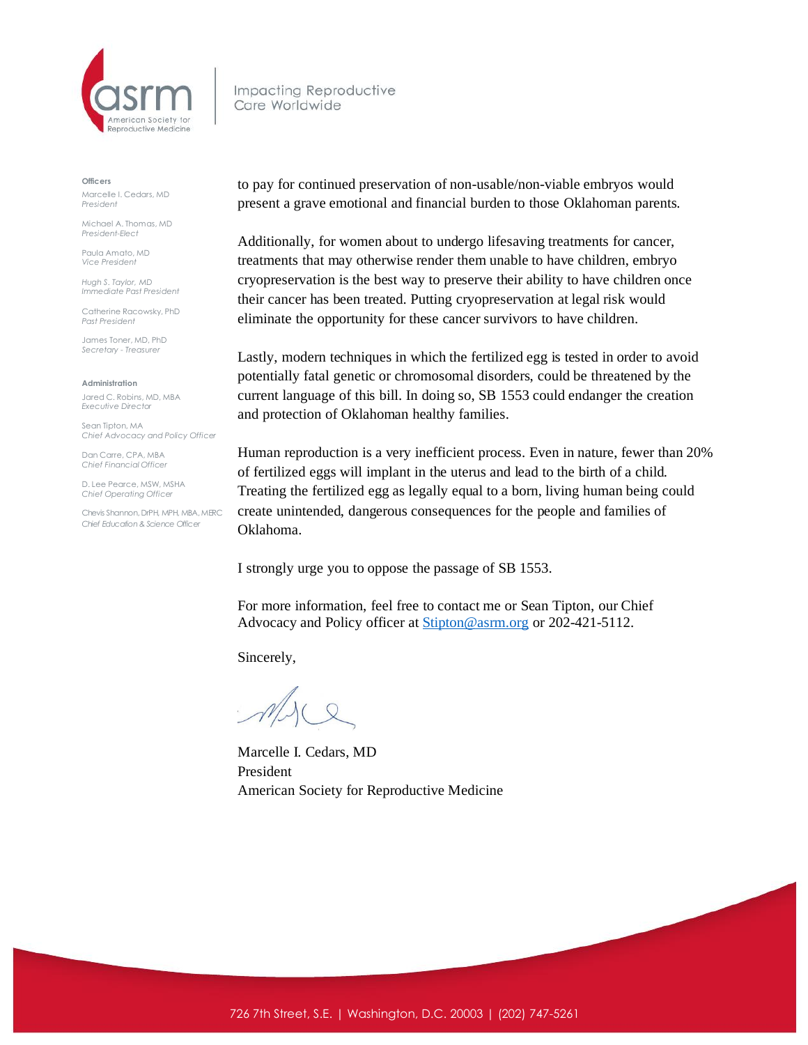to pay for continued preservation of non-usable/non-viable embryos would present a grave emotional and financial burden to those Oklahoman parents.

Additionally, for women about to undergo lifesaving treatments for cancer, treatments that may otherwise render them unable to have children, embryo cryopreservation is the best way to preserve their ability to have children once their cancer has been treated. Putting cryopreservation at legal risk would eliminate the opportunity for these cancer survivors to have children.

Lastly, modern techniques in which the fertilized egg is tested in order to avoid potentially fatal genetic or chromosomal disorders, could be threatened by the current language of this bill. In doing so, SB 1553 could endanger the creation and protection of Oklahoman healthy families.

Human reproduction is a very inefficient process. Even in nature, fewer than 20% of fertilized eggs will implant in the uterus and lead to the birth of a child. Treating the fertilized egg as legally equal to a born, living human being could create unintended, dangerous consequences for the people and families of Oklahoma.

I strongly urge you to oppose the passage of SB 1553.

For more information, feel free to contact me or Sean Tipton, our Chief Advocacy and Policy officer at Stipton@asrm.org or 202-421-5112.

Sincerely,

Marcelle I. Cedars, MD
President
American Society for Reproductive Medicine